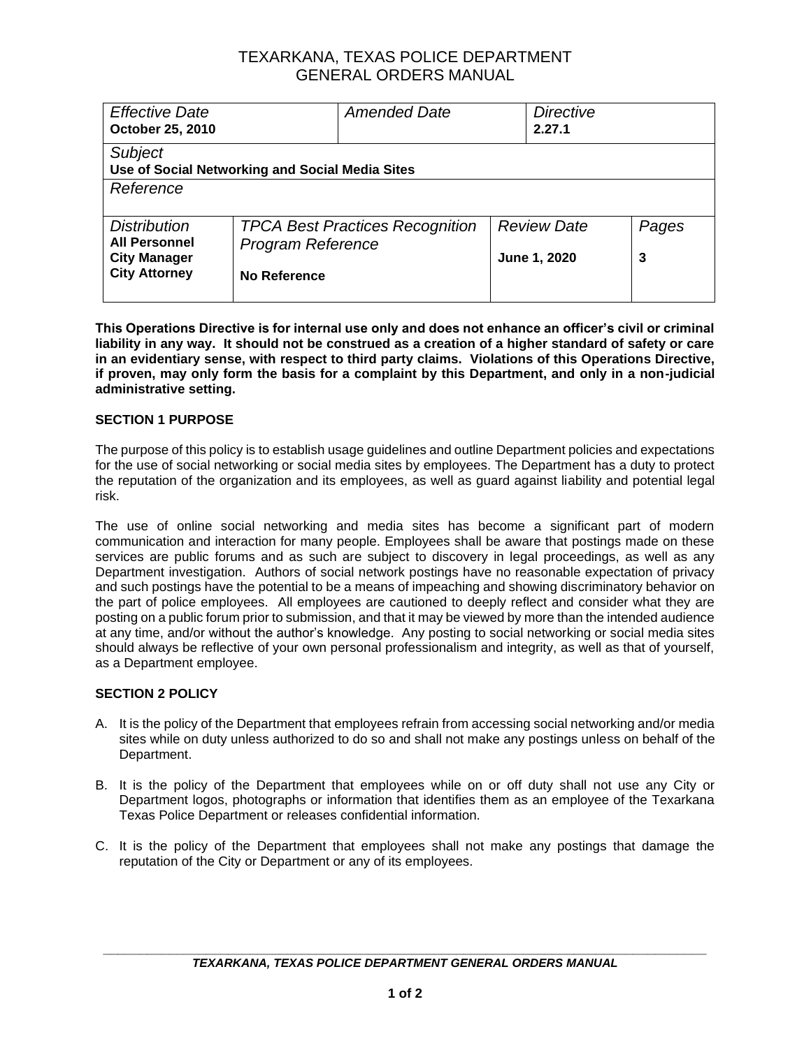# TEXARKANA, TEXAS POLICE DEPARTMENT
## GENERAL ORDERS MANUAL

| *Effective Date* **October 25, 2010** | | *Amended Date* | *Directive* **2.27.1** | |
|---|---|---|---|---|
| *Subject* **Use of Social Networking and Social Media Sites** | | | | |
| *Reference* | | | | |
| *Distribution* **All Personnel** **City Manager** **City Attorney** | *TPCA Best Practices Recognition Program Reference* **No Reference** | | *Review Date* **June 1, 2020** | *Pages* **3** |

**This Operations Directive is for internal use only and does not enhance an officer's civil or criminal liability in any way. It should not be construed as a creation of a higher standard of safety or care in an evidentiary sense, with respect to third party claims. Violations of this Operations Directive, if proven, may only form the basis for a complaint by this Department, and only in a non-judicial administrative setting.**

**SECTION 1 PURPOSE**

The purpose of this policy is to establish usage guidelines and outline Department policies and expectations for the use of social networking or social media sites by employees. The Department has a duty to protect the reputation of the organization and its employees, as well as guard against liability and potential legal risk.

The use of online social networking and media sites has become a significant part of modern communication and interaction for many people. Employees shall be aware that postings made on these services are public forums and as such are subject to discovery in legal proceedings, as well as any Department investigation. Authors of social network postings have no reasonable expectation of privacy and such postings have the potential to be a means of impeaching and showing discriminatory behavior on the part of police employees. All employees are cautioned to deeply reflect and consider what they are posting on a public forum prior to submission, and that it may be viewed by more than the intended audience at any time, and/or without the author's knowledge. Any posting to social networking or social media sites should always be reflective of your own personal professionalism and integrity, as well as that of yourself, as a Department employee.

**SECTION 2 POLICY**

A. It is the policy of the Department that employees refrain from accessing social networking and/or media sites while on duty unless authorized to do so and shall not make any postings unless on behalf of the Department.

B. It is the policy of the Department that employees while on or off duty shall not use any City or Department logos, photographs or information that identifies them as an employee of the Texarkana Texas Police Department or releases confidential information.

C. It is the policy of the Department that employees shall not make any postings that damage the reputation of the City or Department or any of its employees.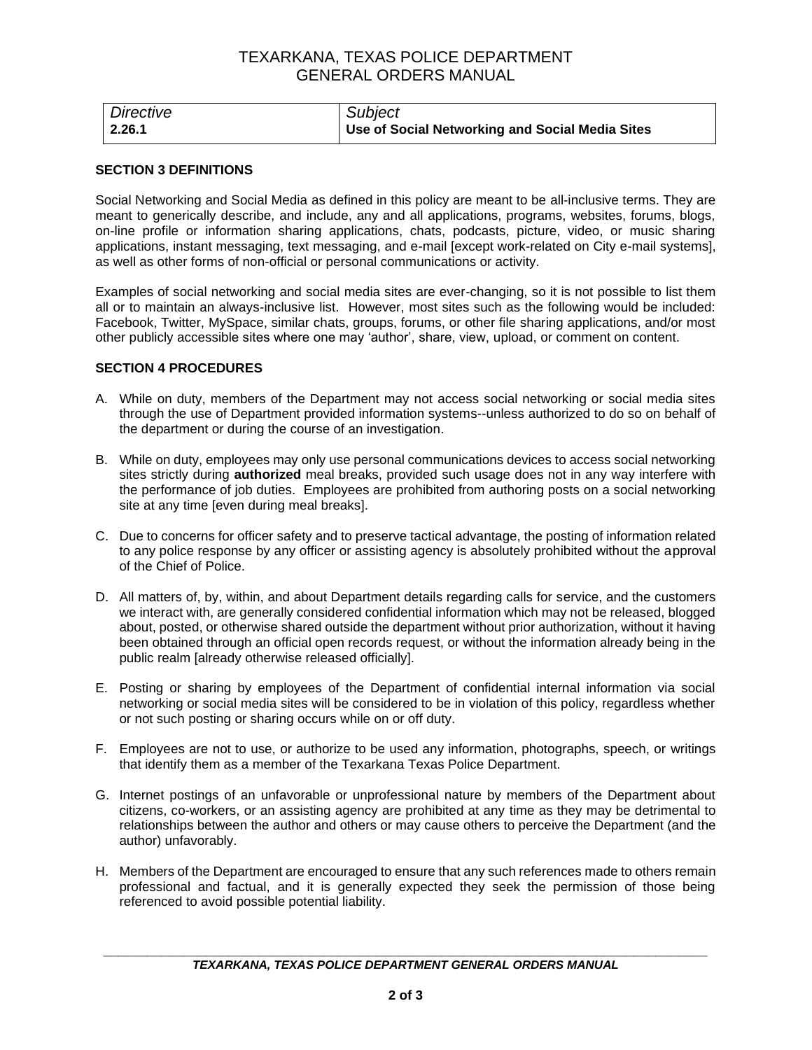| *Directive* | *Subject* |
| --- | --- |
| **2.26.1** | **Use of Social Networking and Social Media Sites** |

**SECTION 3 DEFINITIONS**

Social Networking and Social Media as defined in this policy are meant to be all-inclusive terms. They are meant to generically describe, and include, any and all applications, programs, websites, forums, blogs, on-line profile or information sharing applications, chats, podcasts, picture, video, or music sharing applications, instant messaging, text messaging, and e-mail [except work-related on City e-mail systems], as well as other forms of non-official or personal communications or activity.

Examples of social networking and social media sites are ever-changing, so it is not possible to list them all or to maintain an always-inclusive list. However, most sites such as the following would be included: Facebook, Twitter, MySpace, similar chats, groups, forums, or other file sharing applications, and/or most other publicly accessible sites where one may 'author', share, view, upload, or comment on content.

**SECTION 4 PROCEDURES**

A. While on duty, members of the Department may not access social networking or social media sites through the use of Department provided information systems--unless authorized to do so on behalf of the department or during the course of an investigation.

B. While on duty, employees may only use personal communications devices to access social networking sites strictly during **authorized** meal breaks, provided such usage does not in any way interfere with the performance of job duties. Employees are prohibited from authoring posts on a social networking site at any time [even during meal breaks].

C. Due to concerns for officer safety and to preserve tactical advantage, the posting of information related to any police response by any officer or assisting agency is absolutely prohibited without the approval of the Chief of Police.

D. All matters of, by, within, and about Department details regarding calls for service, and the customers we interact with, are generally considered confidential information which may not be released, blogged about, posted, or otherwise shared outside the department without prior authorization, without it having been obtained through an official open records request, or without the information already being in the public realm [already otherwise released officially].

E. Posting or sharing by employees of the Department of confidential internal information via social networking or social media sites will be considered to be in violation of this policy, regardless whether or not such posting or sharing occurs while on or off duty.

F. Employees are not to use, or authorize to be used any information, photographs, speech, or writings that identify them as a member of the Texarkana Texas Police Department.

G. Internet postings of an unfavorable or unprofessional nature by members of the Department about citizens, co-workers, or an assisting agency are prohibited at any time as they may be detrimental to relationships between the author and others or may cause others to perceive the Department (and the author) unfavorably.

H. Members of the Department are encouraged to ensure that any such references made to others remain professional and factual, and it is generally expected they seek the permission of those being referenced to avoid possible potential liability.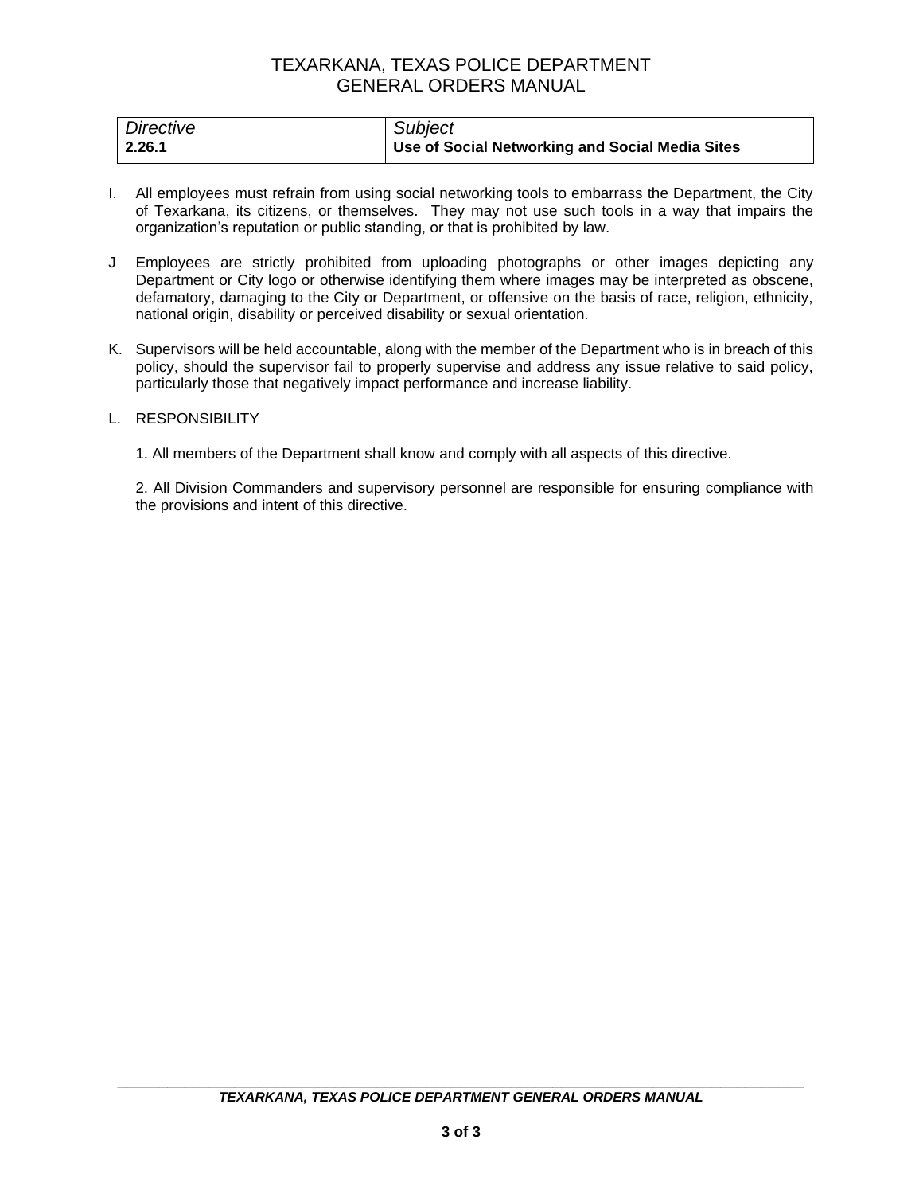| Directive | Subject |
|---|---|
| **2.26.1** | **Use of Social Networking and Social Media Sites** |

I. All employees must refrain from using social networking tools to embarrass the Department, the City of Texarkana, its citizens, or themselves. They may not use such tools in a way that impairs the organization's reputation or public standing, or that is prohibited by law.

J Employees are strictly prohibited from uploading photographs or other images depicting any Department or City logo or otherwise identifying them where images may be interpreted as obscene, defamatory, damaging to the City or Department, or offensive on the basis of race, religion, ethnicity, national origin, disability or perceived disability or sexual orientation.

K. Supervisors will be held accountable, along with the member of the Department who is in breach of this policy, should the supervisor fail to properly supervise and address any issue relative to said policy, particularly those that negatively impact performance and increase liability.

L. RESPONSIBILITY

1. All members of the Department shall know and comply with all aspects of this directive.

2. All Division Commanders and supervisory personnel are responsible for ensuring compliance with the provisions and intent of this directive.